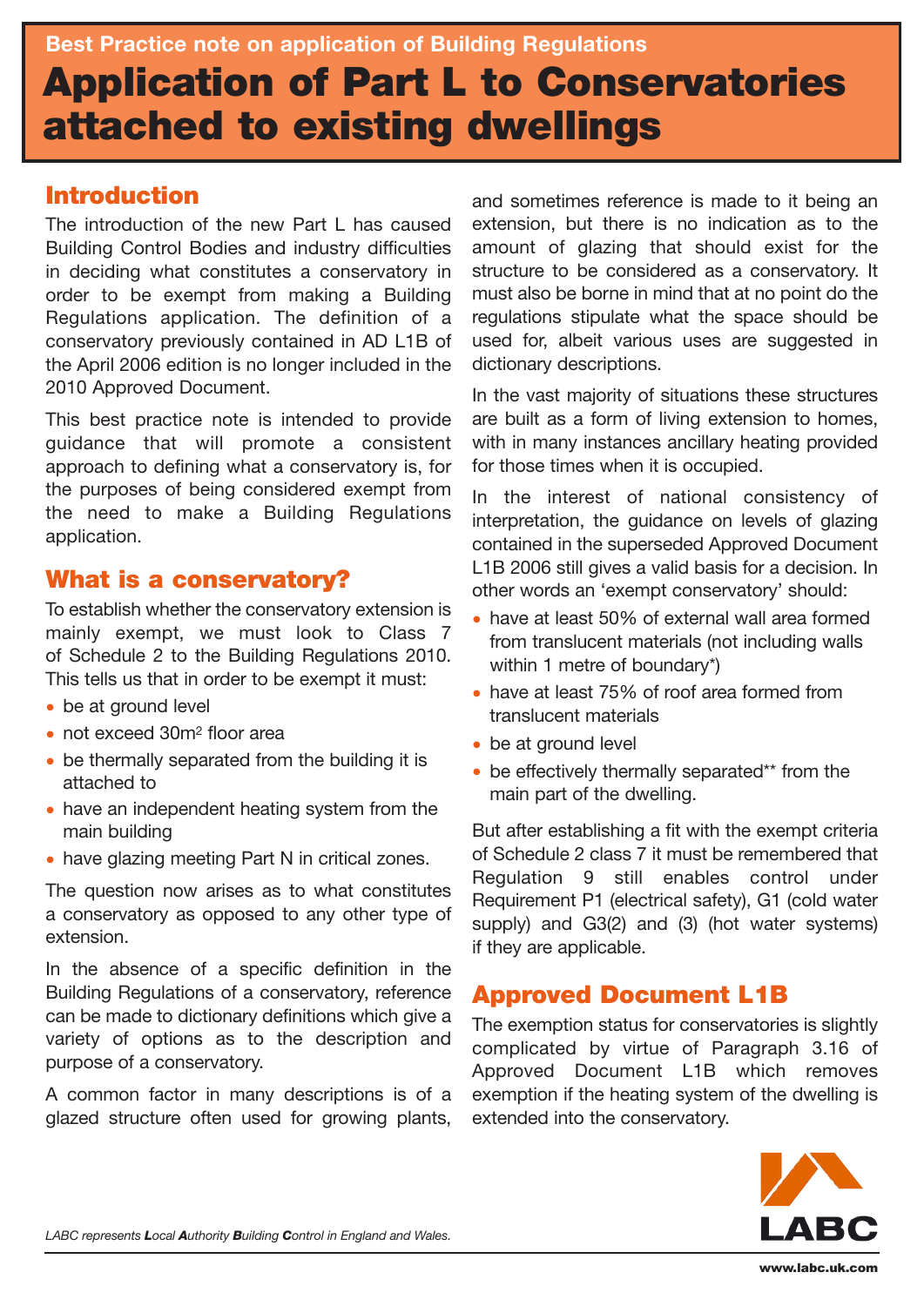Best Practice note on application of Building Regulations

# Application of Part L to Conservatories attached to existing dwellings

## Introduction

The introduction of the new Part L has caused Building Control Bodies and industry difficulties in deciding what constitutes a conservatory in order to be exempt from making a Building Regulations application. The definition of a conservatory previously contained in AD L1B of the April 2006 edition is no longer included in the 2010 Approved Document.

This best practice note is intended to provide guidance that will promote a consistent approach to defining what a conservatory is, for the purposes of being considered exempt from the need to make a Building Regulations application.

## What is a conservatory?

To establish whether the conservatory extension is mainly exempt, we must look to Class 7 of Schedule 2 to the Building Regulations 2010. This tells us that in order to be exempt it must:

- be at ground level
- not exceed 30m$^2$ floor area
- be thermally separated from the building it is attached to
- have an independent heating system from the main building
- have glazing meeting Part N in critical zones.

The question now arises as to what constitutes a conservatory as opposed to any other type of extension.

In the absence of a specific definition in the Building Regulations of a conservatory, reference can be made to dictionary definitions which give a variety of options as to the description and purpose of a conservatory.

A common factor in many descriptions is of a glazed structure often used for growing plants, and sometimes reference is made to it being an extension, but there is no indication as to the amount of glazing that should exist for the structure to be considered as a conservatory. It must also be borne in mind that at no point do the regulations stipulate what the space should be used for, albeit various uses are suggested in dictionary descriptions.

In the vast majority of situations these structures are built as a form of living extension to homes, with in many instances ancillary heating provided for those times when it is occupied.

In the interest of national consistency of interpretation, the guidance on levels of glazing contained in the superseded Approved Document L1B 2006 still gives a valid basis for a decision. In other words an 'exempt conservatory' should:

- have at least 50% of external wall area formed from translucent materials (not including walls within 1 metre of boundary*)
- have at least 75% of roof area formed from translucent materials
- be at ground level
- be effectively thermally separated** from the main part of the dwelling.

But after establishing a fit with the exempt criteria of Schedule 2 class 7 it must be remembered that Regulation 9 still enables control under Requirement P1 (electrical safety), G1 (cold water supply) and G3(2) and (3) (hot water systems) if they are applicable.

## Approved Document L1B

The exemption status for conservatories is slightly complicated by virtue of Paragraph 3.16 of Approved Document L1B which removes exemption if the heating system of the dwelling is extended into the conservatory.

*LABC represents **L**ocal **A**uthority **B**uilding **C**ontrol in England and Wales.*

LABC

www.labc.uk.com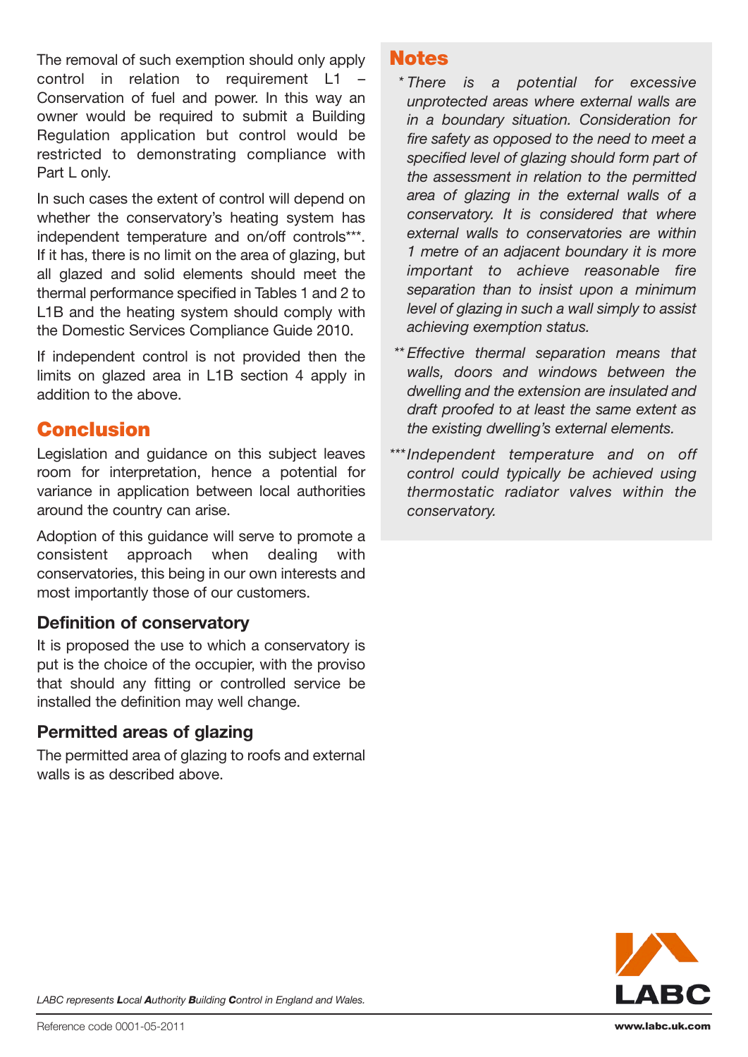The removal of such exemption should only apply control in relation to requirement L1 – Conservation of fuel and power. In this way an owner would be required to submit a Building Regulation application but control would be restricted to demonstrating compliance with Part L only.

In such cases the extent of control will depend on whether the conservatory's heating system has independent temperature and on/off controls***. If it has, there is no limit on the area of glazing, but all glazed and solid elements should meet the thermal performance specified in Tables 1 and 2 to L1B and the heating system should comply with the Domestic Services Compliance Guide 2010.

If independent control is not provided then the limits on glazed area in L1B section 4 apply in addition to the above.

## Conclusion

Legislation and guidance on this subject leaves room for interpretation, hence a potential for variance in application between local authorities around the country can arise.

Adoption of this guidance will serve to promote a consistent approach when dealing with conservatories, this being in our own interests and most importantly those of our customers.

### Definition of conservatory

It is proposed the use to which a conservatory is put is the choice of the occupier, with the proviso that should any fitting or controlled service be installed the definition may well change.

### Permitted areas of glazing

The permitted area of glazing to roofs and external walls is as described above.

## Notes

\* *There is a potential for excessive unprotected areas where external walls are in a boundary situation. Consideration for fire safety as opposed to the need to meet a specified level of glazing should form part of the assessment in relation to the permitted area of glazing in the external walls of a conservatory. It is considered that where external walls to conservatories are within 1 metre of an adjacent boundary it is more important to achieve reasonable fire separation than to insist upon a minimum level of glazing in such a wall simply to assist achieving exemption status.*

\** *Effective thermal separation means that walls, doors and windows between the dwelling and the extension are insulated and draft proofed to at least the same extent as the existing dwelling's external elements.*

\*** *Independent temperature and on off control could typically be achieved using thermostatic radiator valves within the conservatory.*

*LABC represents **L**ocal **A**uthority **B**uilding **C**ontrol in England and Wales.*

LABC

Reference code 0001-05-2011

**www.labc.uk.com**